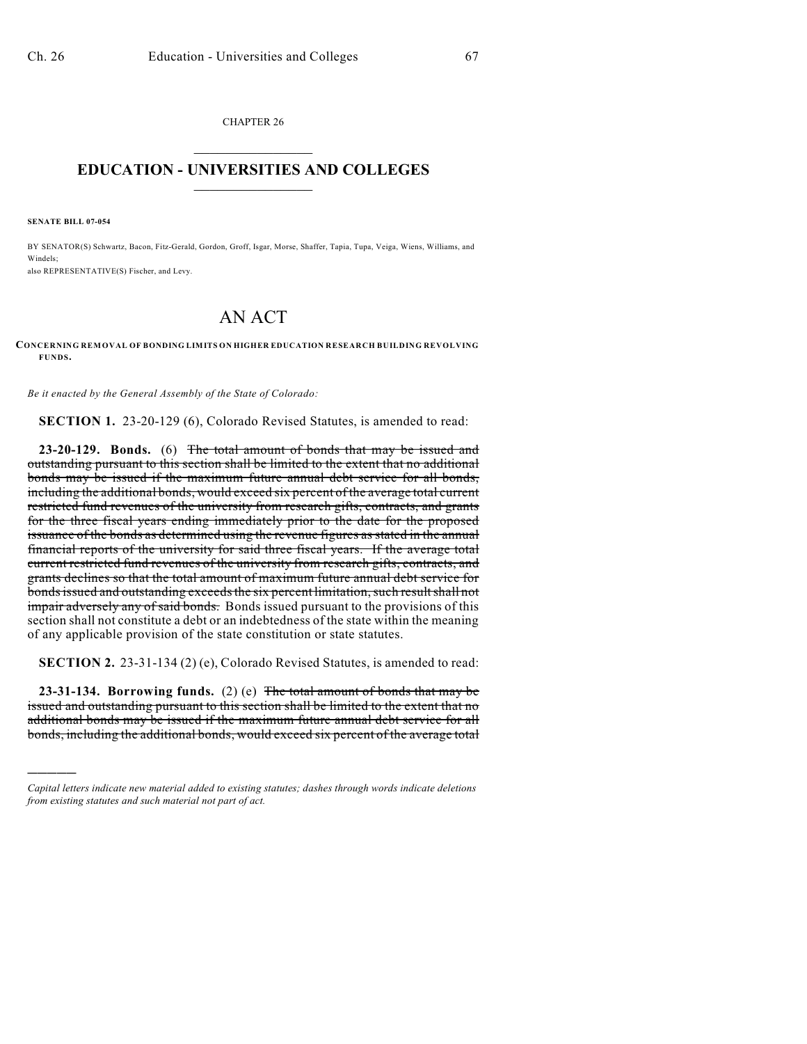CHAPTER 26

# EDUCATION - UNIVERSITIES AND COLLEGES

**SENATE BILL 07-054**

BY SENATOR(S) Schwartz, Bacon, Fitz-Gerald, Gordon, Groff, Isgar, Morse, Shaffer, Tapia, Tupa, Veiga, Wiens, Williams, and Windels;
also REPRESENTATIVE(S) Fischer, and Levy.

# AN ACT

**CONCERNING REMOVAL OF BONDING LIMITS ON HIGHER EDUCATION RESEARCH BUILDING REVOLVING FUNDS.**

*Be it enacted by the General Assembly of the State of Colorado:*

**SECTION 1.** 23-20-129 (6), Colorado Revised Statutes, is amended to read:

**23-20-129. Bonds.** (6) ~~The total amount of bonds that may be issued and outstanding pursuant to this section shall be limited to the extent that no additional bonds may be issued if the maximum future annual debt service for all bonds, including the additional bonds, would exceed six percent of the average total current restricted fund revenues of the university from research gifts, contracts, and grants for the three fiscal years ending immediately prior to the date for the proposed issuance of the bonds as determined using the revenue figures as stated in the annual financial reports of the university for said three fiscal years. If the average total current restricted fund revenues of the university from research gifts, contracts, and grants declines so that the total amount of maximum future annual debt service for bonds issued and outstanding exceeds the six percent limitation, such result shall not impair adversely any of said bonds.~~ Bonds issued pursuant to the provisions of this section shall not constitute a debt or an indebtedness of the state within the meaning of any applicable provision of the state constitution or state statutes.

**SECTION 2.** 23-31-134 (2) (e), Colorado Revised Statutes, is amended to read:

**23-31-134. Borrowing funds.** (2) (e) ~~The total amount of bonds that may be issued and outstanding pursuant to this section shall be limited to the extent that no additional bonds may be issued if the maximum future annual debt service for all bonds, including the additional bonds, would exceed six percent of the average total~~

---

*Capital letters indicate new material added to existing statutes; dashes through words indicate deletions from existing statutes and such material not part of act.*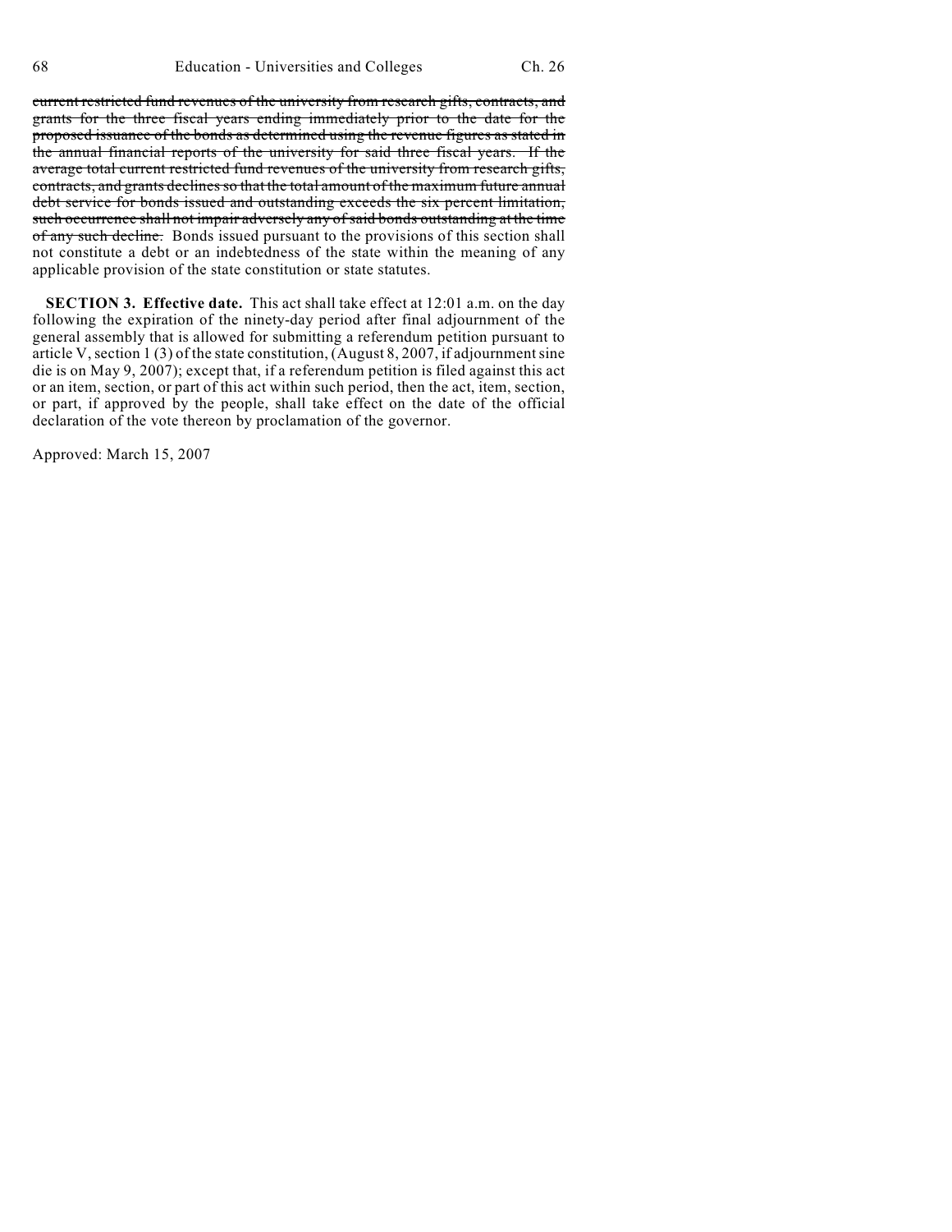~~current restricted fund revenues of the university from research gifts, contracts, and grants for the three fiscal years ending immediately prior to the date for the proposed issuance of the bonds as determined using the revenue figures as stated in the annual financial reports of the university for said three fiscal years. If the average total current restricted fund revenues of the university from research gifts, contracts, and grants declines so that the total amount of the maximum future annual debt service for bonds issued and outstanding exceeds the six percent limitation, such occurrence shall not impair adversely any of said bonds outstanding at the time of any such decline.~~ Bonds issued pursuant to the provisions of this section shall not constitute a debt or an indebtedness of the state within the meaning of any applicable provision of the state constitution or state statutes.

**SECTION 3. Effective date.** This act shall take effect at 12:01 a.m. on the day following the expiration of the ninety-day period after final adjournment of the general assembly that is allowed for submitting a referendum petition pursuant to article V, section 1 (3) of the state constitution, (August 8, 2007, if adjournment sine die is on May 9, 2007); except that, if a referendum petition is filed against this act or an item, section, or part of this act within such period, then the act, item, section, or part, if approved by the people, shall take effect on the date of the official declaration of the vote thereon by proclamation of the governor.

Approved: March 15, 2007